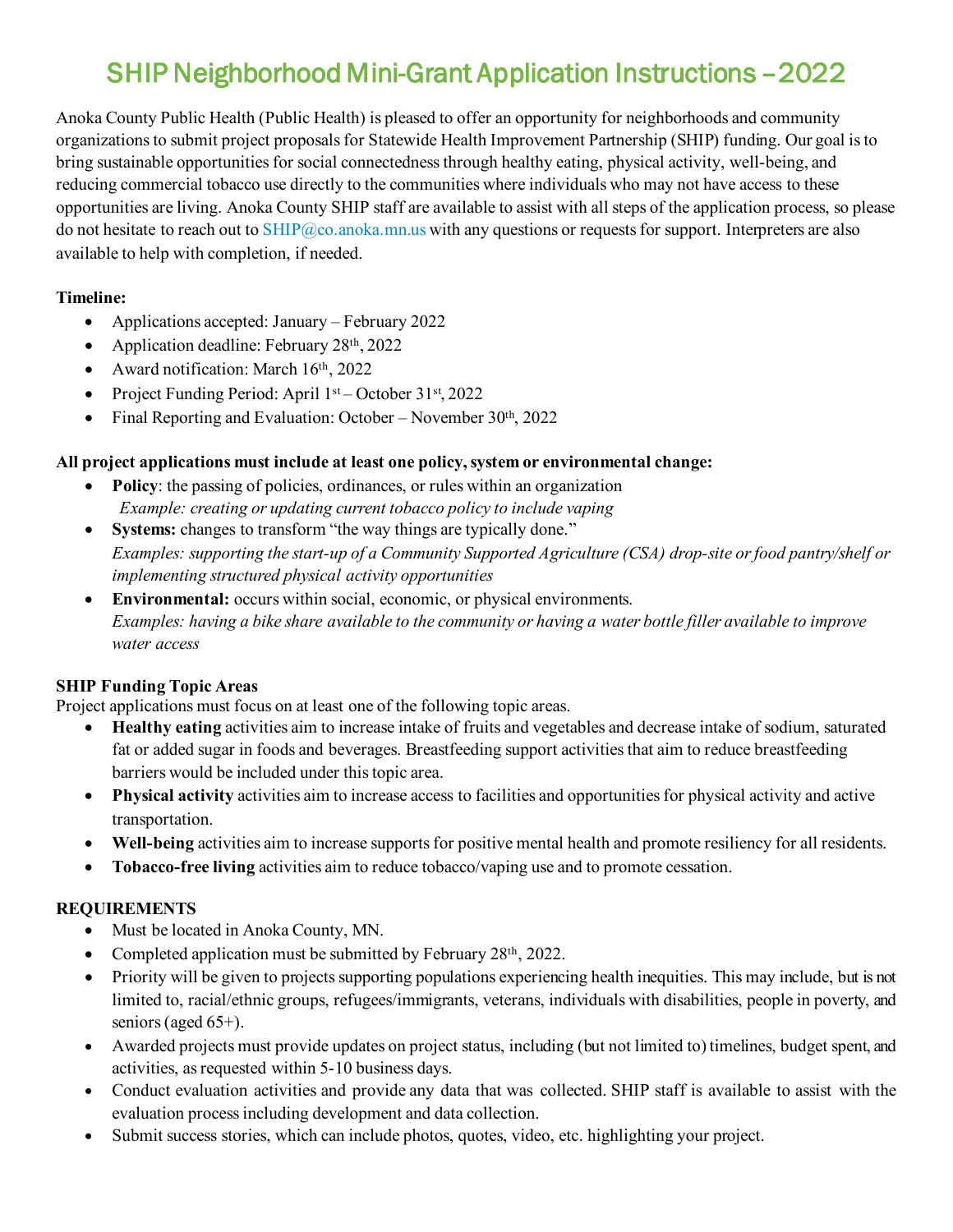# SHIP Neighborhood Mini-Grant Application Instructions – 2022

Anoka County Public Health (Public Health) is pleased to offer an opportunity for neighborhoods and community organizations to submit project proposals for Statewide Health Improvement Partnership (SHIP) funding. Our goal is to bring sustainable opportunities for social connectedness through healthy eating, physical activity, well-being, and reducing commercial tobacco use directly to the communities where individuals who may not have access to these opportunities are living. Anoka County SHIP staff are available to assist with all steps of the application process, so please do not hesitate to reach out to SHIP@co.anoka.mn.us with any questions or requests for support. Interpreters are also available to help with completion, if needed.

**Timeline:**

- Applications accepted: January – February 2022
- Application deadline: February 28th, 2022
- Award notification: March 16th, 2022
- Project Funding Period: April 1st – October 31st, 2022
- Final Reporting and Evaluation: October – November 30th, 2022

**All project applications must include at least one policy, system or environmental change:**

- **Policy**: the passing of policies, ordinances, or rules within an organization
  *Example: creating or updating current tobacco policy to include vaping*
- **Systems:** changes to transform "the way things are typically done."
  *Examples: supporting the start-up of a Community Supported Agriculture (CSA) drop-site or food pantry/shelf or implementing structured physical activity opportunities*
- **Environmental:** occurs within social, economic, or physical environments.
  *Examples: having a bike share available to the community or having a water bottle filler available to improve water access*

**SHIP Funding Topic Areas**

Project applications must focus on at least one of the following topic areas.

- **Healthy eating** activities aim to increase intake of fruits and vegetables and decrease intake of sodium, saturated fat or added sugar in foods and beverages. Breastfeeding support activities that aim to reduce breastfeeding barriers would be included under this topic area.
- **Physical activity** activities aim to increase access to facilities and opportunities for physical activity and active transportation.
- **Well-being** activities aim to increase supports for positive mental health and promote resiliency for all residents.
- **Tobacco-free living** activities aim to reduce tobacco/vaping use and to promote cessation.

**REQUIREMENTS**

- Must be located in Anoka County, MN.
- Completed application must be submitted by February 28th, 2022.
- Priority will be given to projects supporting populations experiencing health inequities. This may include, but is not limited to, racial/ethnic groups, refugees/immigrants, veterans, individuals with disabilities, people in poverty, and seniors (aged 65+).
- Awarded projects must provide updates on project status, including (but not limited to) timelines, budget spent, and activities, as requested within 5-10 business days.
- Conduct evaluation activities and provide any data that was collected. SHIP staff is available to assist with the evaluation process including development and data collection.
- Submit success stories, which can include photos, quotes, video, etc. highlighting your project.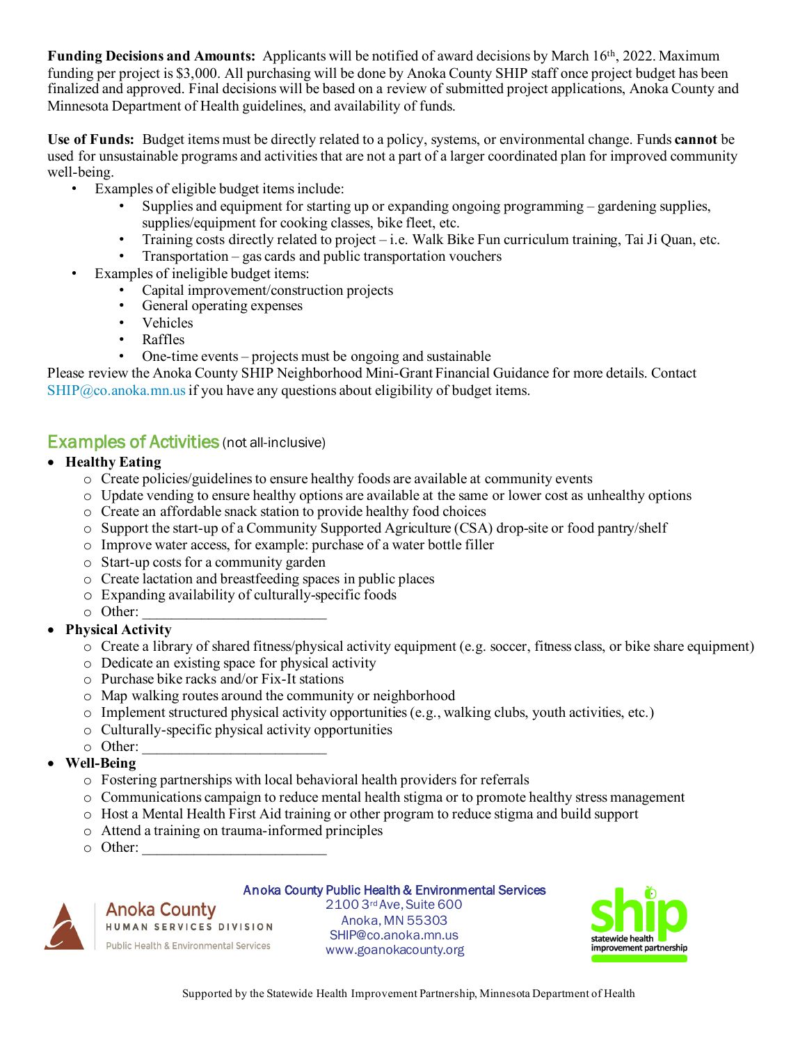**Funding Decisions and Amounts:** Applicants will be notified of award decisions by March 16th, 2022. Maximum funding per project is $3,000. All purchasing will be done by Anoka County SHIP staff once project budget has been finalized and approved. Final decisions will be based on a review of submitted project applications, Anoka County and Minnesota Department of Health guidelines, and availability of funds.

**Use of Funds:** Budget items must be directly related to a policy, systems, or environmental change. Funds **cannot** be used for unsustainable programs and activities that are not a part of a larger coordinated plan for improved community well-being.

- Examples of eligible budget items include:
  - Supplies and equipment for starting up or expanding ongoing programming – gardening supplies, supplies/equipment for cooking classes, bike fleet, etc.
  - Training costs directly related to project – i.e. Walk Bike Fun curriculum training, Tai Ji Quan, etc.
  - Transportation – gas cards and public transportation vouchers
- Examples of ineligible budget items:
  - Capital improvement/construction projects
  - General operating expenses
  - Vehicles
  - Raffles
  - One-time events – projects must be ongoing and sustainable

Please review the Anoka County SHIP Neighborhood Mini-Grant Financial Guidance for more details. Contact SHIP@co.anoka.mn.us if you have any questions about eligibility of budget items.

## Examples of Activities (not all-inclusive)

- **Healthy Eating**
  - Create policies/guidelines to ensure healthy foods are available at community events
  - Update vending to ensure healthy options are available at the same or lower cost as unhealthy options
  - Create an affordable snack station to provide healthy food choices
  - Support the start-up of a Community Supported Agriculture (CSA) drop-site or food pantry/shelf
  - Improve water access, for example: purchase of a water bottle filler
  - Start-up costs for a community garden
  - Create lactation and breastfeeding spaces in public places
  - Expanding availability of culturally-specific foods
  - Other: ________________________
- **Physical Activity**
  - Create a library of shared fitness/physical activity equipment (e.g. soccer, fitness class, or bike share equipment)
  - Dedicate an existing space for physical activity
  - Purchase bike racks and/or Fix-It stations
  - Map walking routes around the community or neighborhood
  - Implement structured physical activity opportunities (e.g., walking clubs, youth activities, etc.)
  - Culturally-specific physical activity opportunities
  - Other: ________________________
- **Well-Being**
  - Fostering partnerships with local behavioral health providers for referrals
  - Communications campaign to reduce mental health stigma or to promote healthy stress management
  - Host a Mental Health First Aid training or other program to reduce stigma and build support
  - Attend a training on trauma-informed principles
  - Other: ________________________

Anoka County Human Services Division
Public Health & Environmental Services

Anoka County Public Health & Environmental Services
2100 3rd Ave, Suite 600
Anoka, MN 55303
SHIP@co.anoka.mn.us
www.goanokacounty.org

ship statewide health improvement partnership

Supported by the Statewide Health Improvement Partnership, Minnesota Department of Health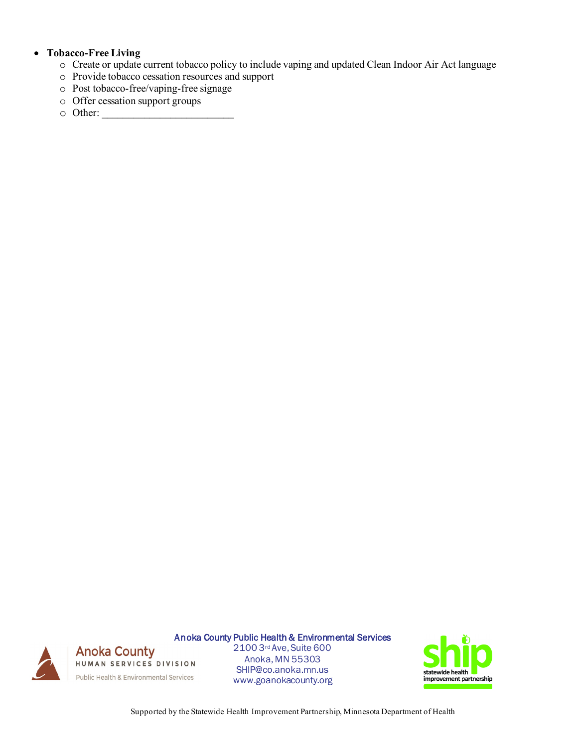- **Tobacco-Free Living**
  - Create or update current tobacco policy to include vaping and updated Clean Indoor Air Act language
  - Provide tobacco cessation resources and support
  - Post tobacco-free/vaping-free signage
  - Offer cessation support groups
  - Other: _________________________

Anoka County Public Health & Environmental Services
2100 3rd Ave, Suite 600
Anoka, MN 55303
SHIP@co.anoka.mn.us
www.goanokacounty.org

Supported by the Statewide Health Improvement Partnership, Minnesota Department of Health